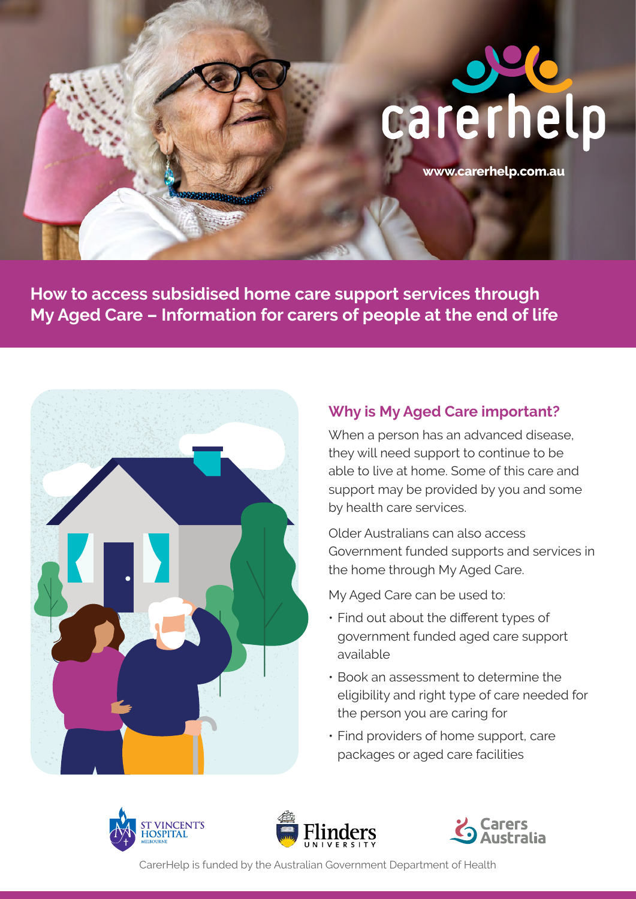carerhelp

www.carerhelp.com.au

# How to access subsidised home care support services through My Aged Care – Information for carers of people at the end of life

## Why is My Aged Care important?

When a person has an advanced disease, they will need support to continue to be able to live at home. Some of this care and support may be provided by you and some by health care services.

Older Australians can also access Government funded supports and services in the home through My Aged Care.

My Aged Care can be used to:

- Find out about the different types of government funded aged care support available
- Book an assessment to determine the eligibility and right type of care needed for the person you are caring for
- Find providers of home support, care packages or aged care facilities

St Vincent's Hospital Melbourne | Flinders University | Carers Australia

CarerHelp is funded by the Australian Government Department of Health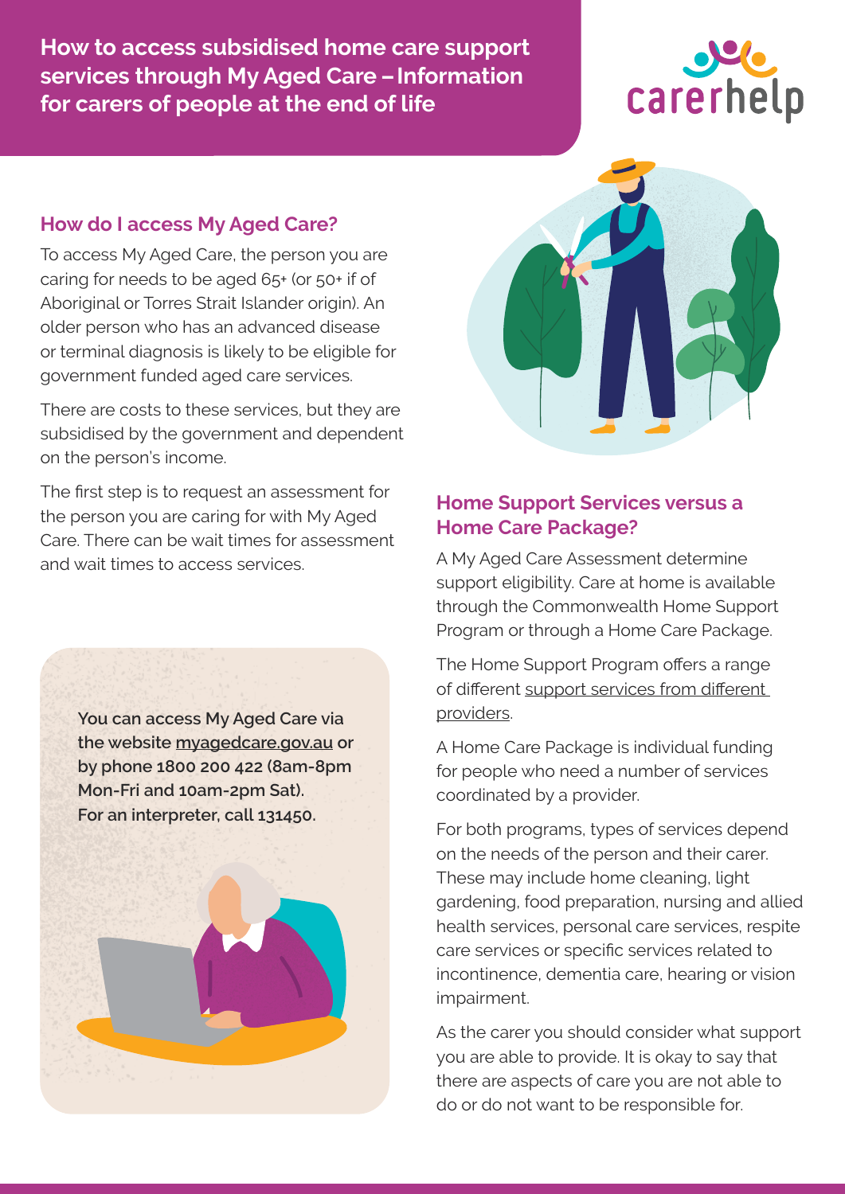# How to access subsidised home care support services through My Aged Care – Information for carers of people at the end of life

carerhelp

## How do I access My Aged Care?

To access My Aged Care, the person you are caring for needs to be aged 65+ (or 50+ if of Aboriginal or Torres Strait Islander origin). An older person who has an advanced disease or terminal diagnosis is likely to be eligible for government funded aged care services.

There are costs to these services, but they are subsidised by the government and dependent on the person's income.

The first step is to request an assessment for the person you are caring for with My Aged Care. There can be wait times for assessment and wait times to access services.

**You can access My Aged Care via the website myagedcare.gov.au or by phone 1800 200 422 (8am-8pm Mon-Fri and 10am-2pm Sat). For an interpreter, call 131450.**

## Home Support Services versus a Home Care Package?

A My Aged Care Assessment determine support eligibility. Care at home is available through the Commonwealth Home Support Program or through a Home Care Package.

The Home Support Program offers a range of different support services from different providers.

A Home Care Package is individual funding for people who need a number of services coordinated by a provider.

For both programs, types of services depend on the needs of the person and their carer. These may include home cleaning, light gardening, food preparation, nursing and allied health services, personal care services, respite care services or specific services related to incontinence, dementia care, hearing or vision impairment.

As the carer you should consider what support you are able to provide. It is okay to say that there are aspects of care you are not able to do or do not want to be responsible for.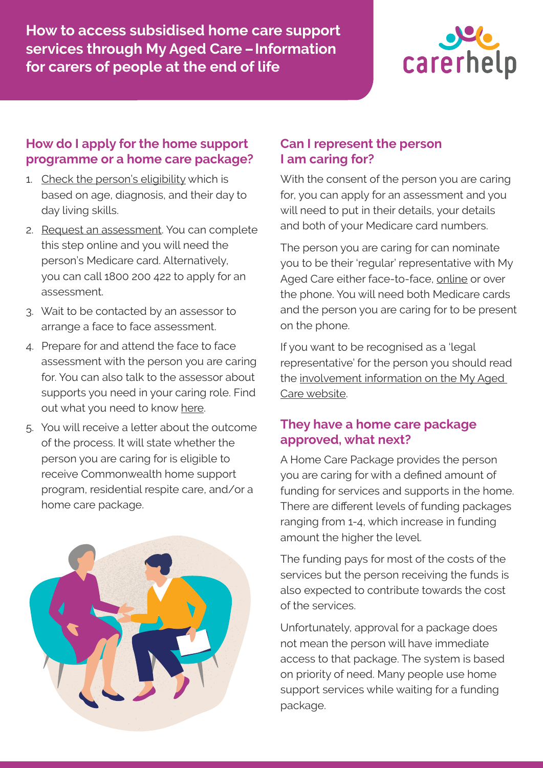# How to access subsidised home care support services through My Aged Care – Information for carers of people at the end of life

## How do I apply for the home support programme or a home care package?

1. Check the person's eligibility which is based on age, diagnosis, and their day to day living skills.
2. Request an assessment. You can complete this step online and you will need the person's Medicare card. Alternatively, you can call 1800 200 422 to apply for an assessment.
3. Wait to be contacted by an assessor to arrange a face to face assessment.
4. Prepare for and attend the face to face assessment with the person you are caring for. You can also talk to the assessor about supports you need in your caring role. Find out what you need to know here.
5. You will receive a letter about the outcome of the process. It will state whether the person you are caring for is eligible to receive Commonwealth home support program, residential respite care, and/or a home care package.

## Can I represent the person I am caring for?

With the consent of the person you are caring for, you can apply for an assessment and you will need to put in their details, your details and both of your Medicare card numbers.

The person you are caring for can nominate you to be their 'regular' representative with My Aged Care either face-to-face, online or over the phone. You will need both Medicare cards and the person you are caring for to be present on the phone.

If you want to be recognised as a 'legal representative' for the person you should read the involvement information on the My Aged Care website.

## They have a home care package approved, what next?

A Home Care Package provides the person you are caring for with a defined amount of funding for services and supports in the home. There are different levels of funding packages ranging from 1-4, which increase in funding amount the higher the level.

The funding pays for most of the costs of the services but the person receiving the funds is also expected to contribute towards the cost of the services.

Unfortunately, approval for a package does not mean the person will have immediate access to that package. The system is based on priority of need. Many people use home support services while waiting for a funding package.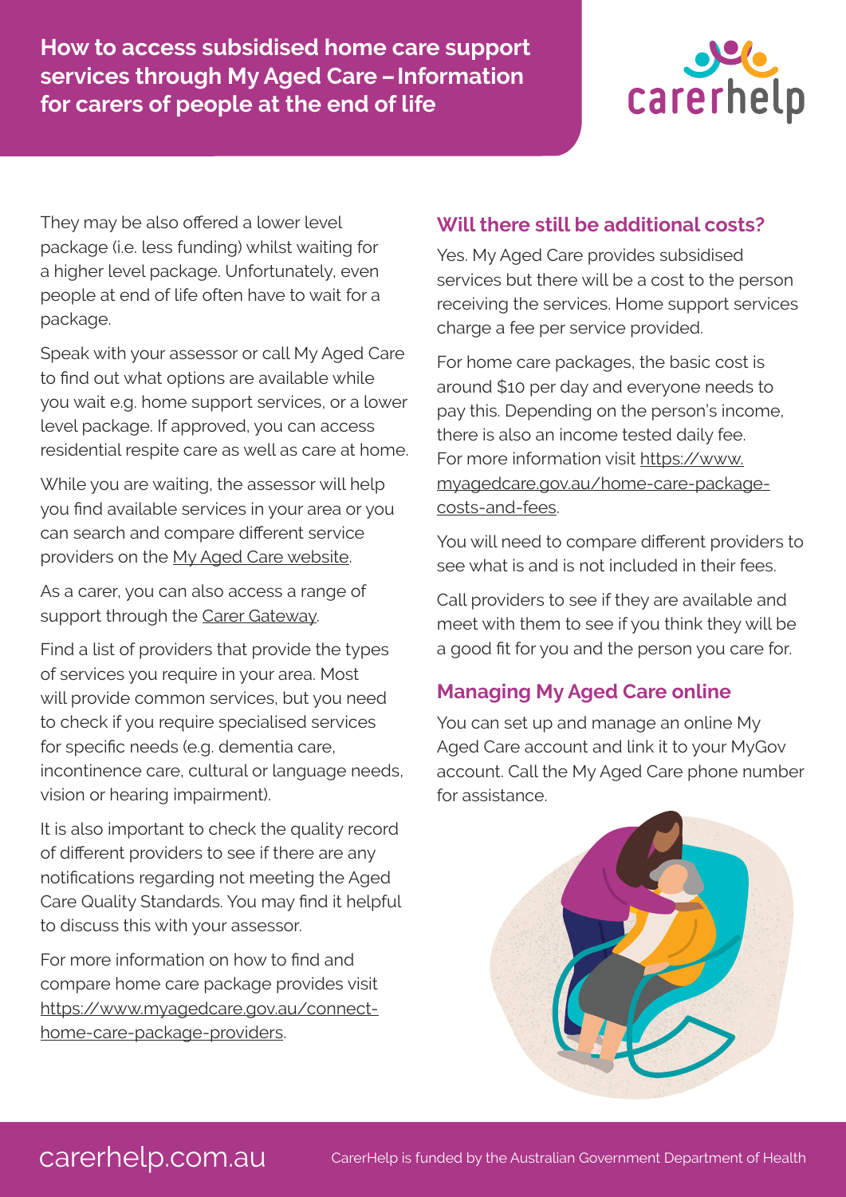They may be also offered a lower level package (i.e. less funding) whilst waiting for a higher level package. Unfortunately, even people at end of life often have to wait for a package.

Speak with your assessor or call My Aged Care to find out what options are available while you wait e.g. home support services, or a lower level package. If approved, you can access residential respite care as well as care at home.

While you are waiting, the assessor will help you find available services in your area or you can search and compare different service providers on the My Aged Care website.

As a carer, you can also access a range of support through the Carer Gateway.

Find a list of providers that provide the types of services you require in your area. Most will provide common services, but you need to check if you require specialised services for specific needs (e.g. dementia care, incontinence care, cultural or language needs, vision or hearing impairment).

It is also important to check the quality record of different providers to see if there are any notifications regarding not meeting the Aged Care Quality Standards. You may find it helpful to discuss this with your assessor.

For more information on how to find and compare home care package provides visit https://www.myagedcare.gov.au/connect-home-care-package-providers.

## Will there still be additional costs?

Yes. My Aged Care provides subsidised services but there will be a cost to the person receiving the services. Home support services charge a fee per service provided.

For home care packages, the basic cost is around $10 per day and everyone needs to pay this. Depending on the person's income, there is also an income tested daily fee. For more information visit https://www.myagedcare.gov.au/home-care-package-costs-and-fees.

You will need to compare different providers to see what is and is not included in their fees.

Call providers to see if they are available and meet with them to see if you think they will be a good fit for you and the person you care for.

## Managing My Aged Care online

You can set up and manage an online My Aged Care account and link it to your MyGov account. Call the My Aged Care phone number for assistance.